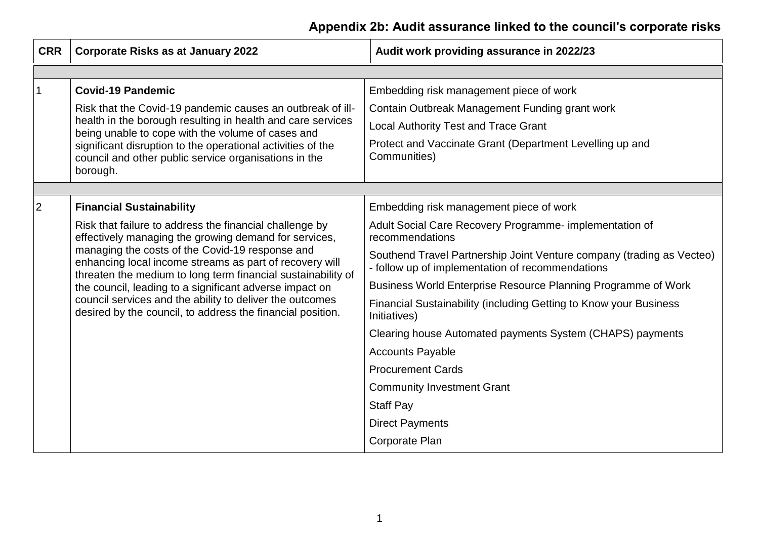## Appendix 2b: Audit assurance linked to the council's corporate risks

| CRR | Corporate Risks as at January 2022 | Audit work providing assurance in 2022/23 |
|---|---|---|
| | | |
| 1 | **Covid-19 Pandemic**<br>Risk that the Covid-19 pandemic causes an outbreak of ill-health in the borough resulting in health and care services being unable to cope with the volume of cases and significant disruption to the operational activities of the council and other public service organisations in the borough. | Embedding risk management piece of work<br>Contain Outbreak Management Funding grant work<br>Local Authority Test and Trace Grant<br>Protect and Vaccinate Grant (Department Levelling up and Communities) |
| | | |
| 2 | **Financial Sustainability**<br>Risk that failure to address the financial challenge by effectively managing the growing demand for services, managing the costs of the Covid-19 response and enhancing local income streams as part of recovery will threaten the medium to long term financial sustainability of the council, leading to a significant adverse impact on council services and the ability to deliver the outcomes desired by the council, to address the financial position. | Embedding risk management piece of work<br>Adult Social Care Recovery Programme- implementation of recommendations<br>Southend Travel Partnership Joint Venture company (trading as Vecteo) - follow up of implementation of recommendations<br>Business World Enterprise Resource Planning Programme of Work<br>Financial Sustainability (including Getting to Know your Business Initiatives)<br>Clearing house Automated payments System (CHAPS) payments<br>Accounts Payable<br>Procurement Cards<br>Community Investment Grant<br>Staff Pay<br>Direct Payments<br>Corporate Plan |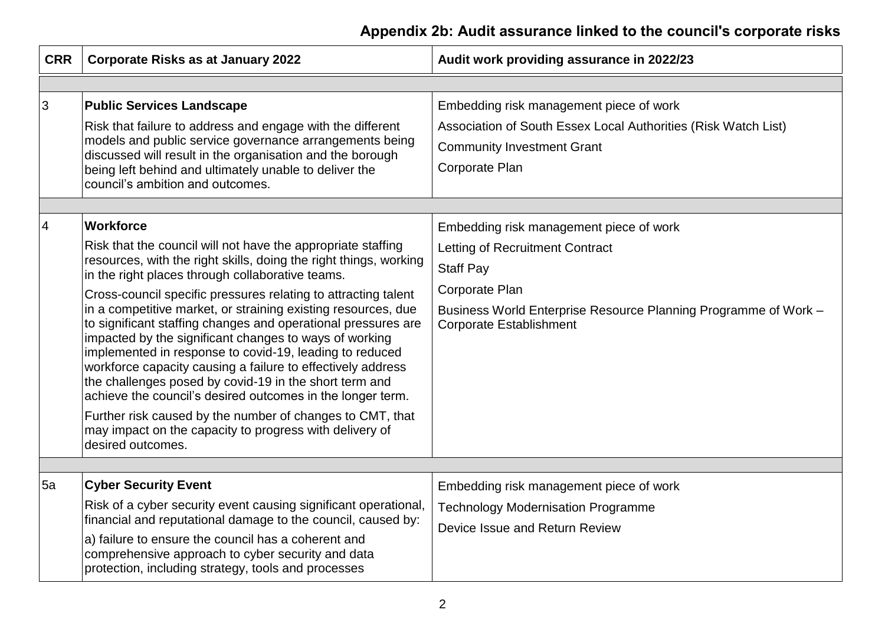## Appendix 2b: Audit assurance linked to the council's corporate risks

| CRR | Corporate Risks as at January 2022 | Audit work providing assurance in 2022/23 |
|---|---|---|
| | | |
| 3 | **Public Services Landscape**<br>Risk that failure to address and engage with the different models and public service governance arrangements being discussed will result in the organisation and the borough being left behind and ultimately unable to deliver the council's ambition and outcomes. | Embedding risk management piece of work<br>Association of South Essex Local Authorities (Risk Watch List)<br>Community Investment Grant<br>Corporate Plan |
| | | |
| 4 | **Workforce**<br>Risk that the council will not have the appropriate staffing resources, with the right skills, doing the right things, working in the right places through collaborative teams.<br>Cross-council specific pressures relating to attracting talent in a competitive market, or straining existing resources, due to significant staffing changes and operational pressures are impacted by the significant changes to ways of working implemented in response to covid-19, leading to reduced workforce capacity causing a failure to effectively address the challenges posed by covid-19 in the short term and achieve the council's desired outcomes in the longer term.<br>Further risk caused by the number of changes to CMT, that may impact on the capacity to progress with delivery of desired outcomes. | Embedding risk management piece of work<br>Letting of Recruitment Contract<br>Staff Pay<br>Corporate Plan<br>Business World Enterprise Resource Planning Programme of Work – Corporate Establishment |
| | | |
| 5a | **Cyber Security Event**<br>Risk of a cyber security event causing significant operational, financial and reputational damage to the council, caused by:<br>a) failure to ensure the council has a coherent and comprehensive approach to cyber security and data protection, including strategy, tools and processes | Embedding risk management piece of work<br>Technology Modernisation Programme<br>Device Issue and Return Review |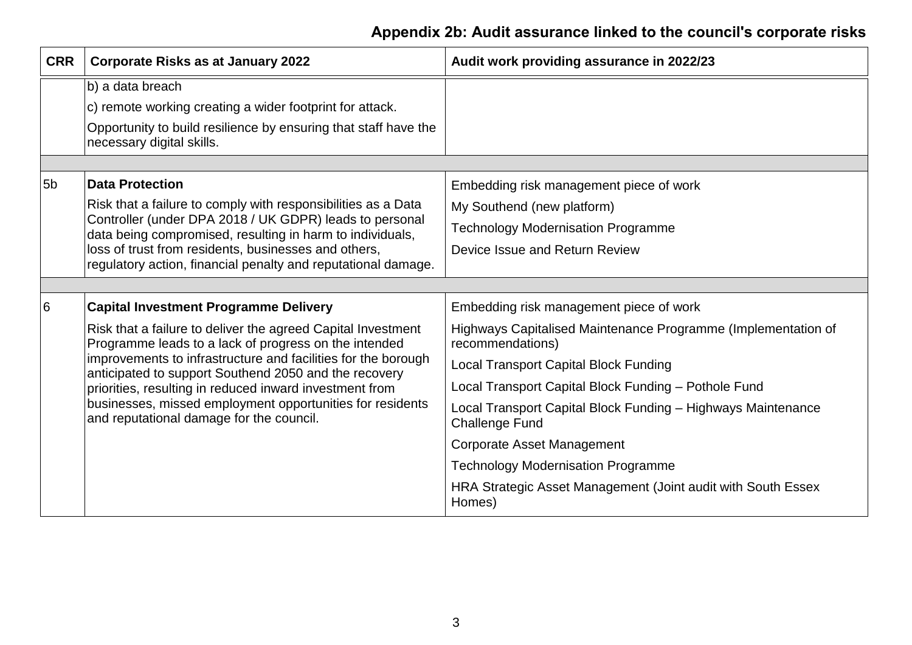## Appendix 2b: Audit assurance linked to the council's corporate risks

| CRR | Corporate Risks as at January 2022 | Audit work providing assurance in 2022/23 |
| --- | --- | --- |
| | b) a data breach<br>c) remote working creating a wider footprint for attack.<br>Opportunity to build resilience by ensuring that staff have the necessary digital skills. | |
| | | |
| 5b | **Data Protection**<br>Risk that a failure to comply with responsibilities as a Data Controller (under DPA 2018 / UK GDPR) leads to personal data being compromised, resulting in harm to individuals, loss of trust from residents, businesses and others, regulatory action, financial penalty and reputational damage. | Embedding risk management piece of work<br>My Southend (new platform)<br>Technology Modernisation Programme<br>Device Issue and Return Review |
| | | |
| 6 | **Capital Investment Programme Delivery**<br>Risk that a failure to deliver the agreed Capital Investment Programme leads to a lack of progress on the intended improvements to infrastructure and facilities for the borough anticipated to support Southend 2050 and the recovery priorities, resulting in reduced inward investment from businesses, missed employment opportunities for residents and reputational damage for the council. | Embedding risk management piece of work<br>Highways Capitalised Maintenance Programme (Implementation of recommendations)<br>Local Transport Capital Block Funding<br>Local Transport Capital Block Funding – Pothole Fund<br>Local Transport Capital Block Funding – Highways Maintenance Challenge Fund<br>Corporate Asset Management<br>Technology Modernisation Programme<br>HRA Strategic Asset Management (Joint audit with South Essex Homes) |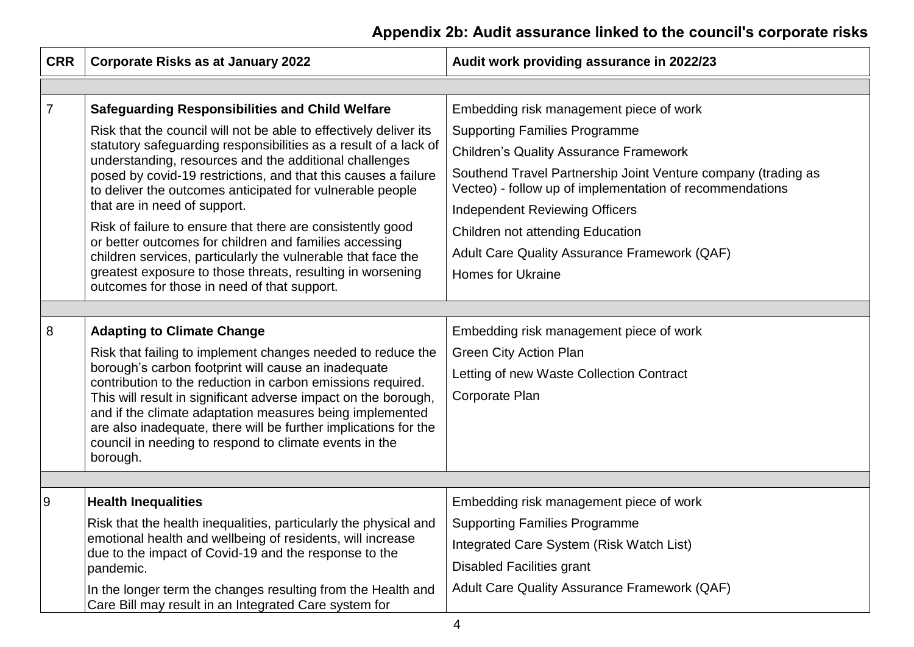## Appendix 2b: Audit assurance linked to the council's corporate risks

| CRR | Corporate Risks as at January 2022 | Audit work providing assurance in 2022/23 |
|---|---|---|
| 7 | **Safeguarding Responsibilities and Child Welfare**<br><br>Risk that the council will not be able to effectively deliver its statutory safeguarding responsibilities as a result of a lack of understanding, resources and the additional challenges posed by covid-19 restrictions, and that this causes a failure to deliver the outcomes anticipated for vulnerable people that are in need of support.<br><br>Risk of failure to ensure that there are consistently good or better outcomes for children and families accessing children services, particularly the vulnerable that face the greatest exposure to those threats, resulting in worsening outcomes for those in need of that support. | Embedding risk management piece of work<br><br>Supporting Families Programme<br><br>Children's Quality Assurance Framework<br><br>Southend Travel Partnership Joint Venture company (trading as Vecteo) - follow up of implementation of recommendations<br><br>Independent Reviewing Officers<br><br>Children not attending Education<br><br>Adult Care Quality Assurance Framework (QAF)<br><br>Homes for Ukraine |
| 8 | **Adapting to Climate Change**<br><br>Risk that failing to implement changes needed to reduce the borough's carbon footprint will cause an inadequate contribution to the reduction in carbon emissions required. This will result in significant adverse impact on the borough, and if the climate adaptation measures being implemented are also inadequate, there will be further implications for the council in needing to respond to climate events in the borough. | Embedding risk management piece of work<br><br>Green City Action Plan<br><br>Letting of new Waste Collection Contract<br><br>Corporate Plan |
| 9 | **Health Inequalities**<br><br>Risk that the health inequalities, particularly the physical and emotional health and wellbeing of residents, will increase due to the impact of Covid-19 and the response to the pandemic.<br><br>In the longer term the changes resulting from the Health and Care Bill may result in an Integrated Care system for | Embedding risk management piece of work<br><br>Supporting Families Programme<br><br>Integrated Care System (Risk Watch List)<br><br>Disabled Facilities grant<br><br>Adult Care Quality Assurance Framework (QAF) |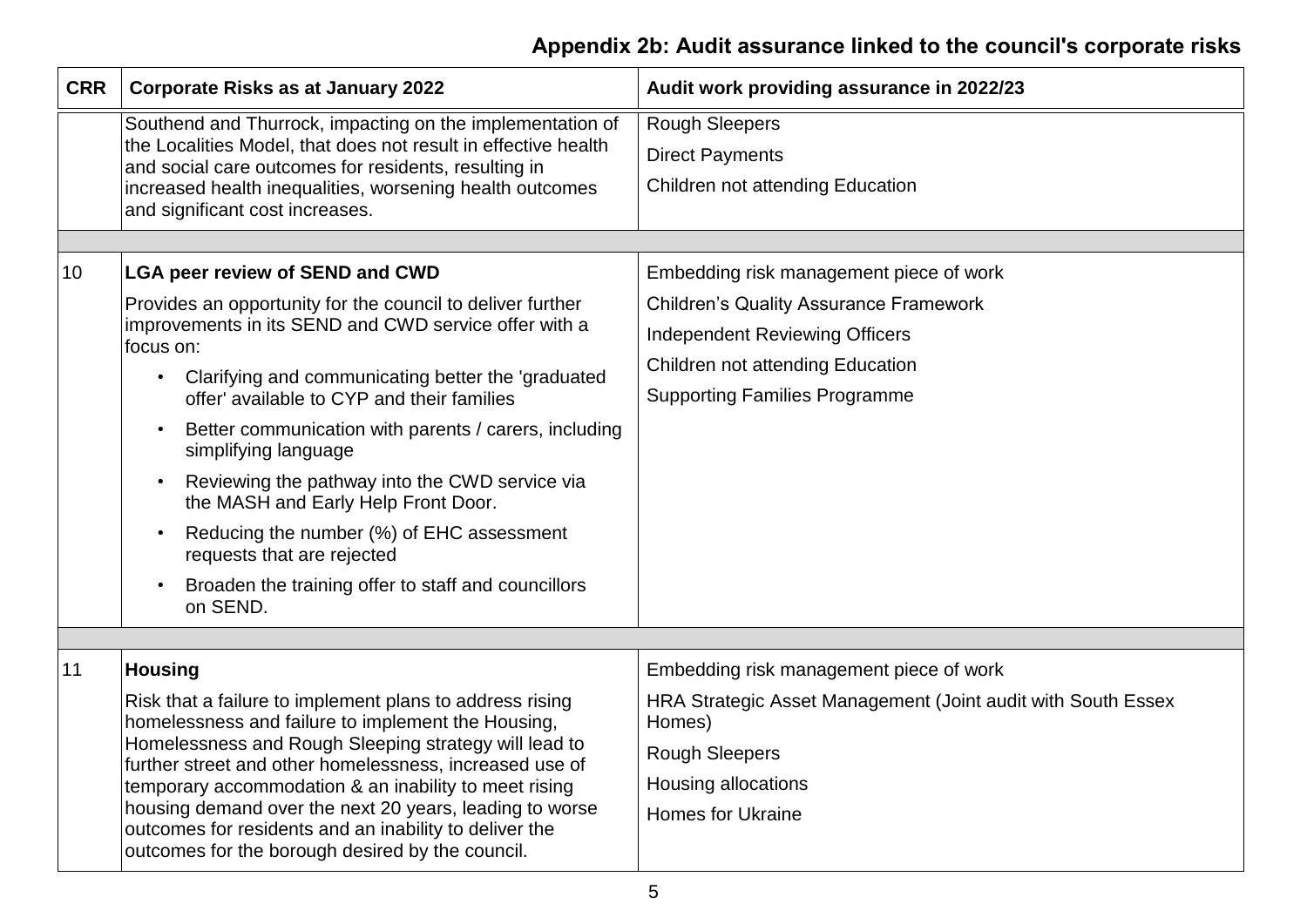## Appendix 2b: Audit assurance linked to the council's corporate risks

| CRR | Corporate Risks as at January 2022 | Audit work providing assurance in 2022/23 |
|---|---|---|
| | Southend and Thurrock, impacting on the implementation of the Localities Model, that does not result in effective health and social care outcomes for residents, resulting in increased health inequalities, worsening health outcomes and significant cost increases. | Rough Sleepers<br>Direct Payments<br>Children not attending Education |
| | | |
| 10 | **LGA peer review of SEND and CWD**<br>Provides an opportunity for the council to deliver further improvements in its SEND and CWD service offer with a focus on:<br>• Clarifying and communicating better the 'graduated offer' available to CYP and their families<br>• Better communication with parents / carers, including simplifying language<br>• Reviewing the pathway into the CWD service via the MASH and Early Help Front Door.<br>• Reducing the number (%) of EHC assessment requests that are rejected<br>• Broaden the training offer to staff and councillors on SEND. | Embedding risk management piece of work<br>Children's Quality Assurance Framework<br>Independent Reviewing Officers<br>Children not attending Education<br>Supporting Families Programme |
| | | |
| 11 | **Housing**<br>Risk that a failure to implement plans to address rising homelessness and failure to implement the Housing, Homelessness and Rough Sleeping strategy will lead to further street and other homelessness, increased use of temporary accommodation & an inability to meet rising housing demand over the next 20 years, leading to worse outcomes for residents and an inability to deliver the outcomes for the borough desired by the council. | Embedding risk management piece of work<br>HRA Strategic Asset Management (Joint audit with South Essex Homes)<br>Rough Sleepers<br>Housing allocations<br>Homes for Ukraine |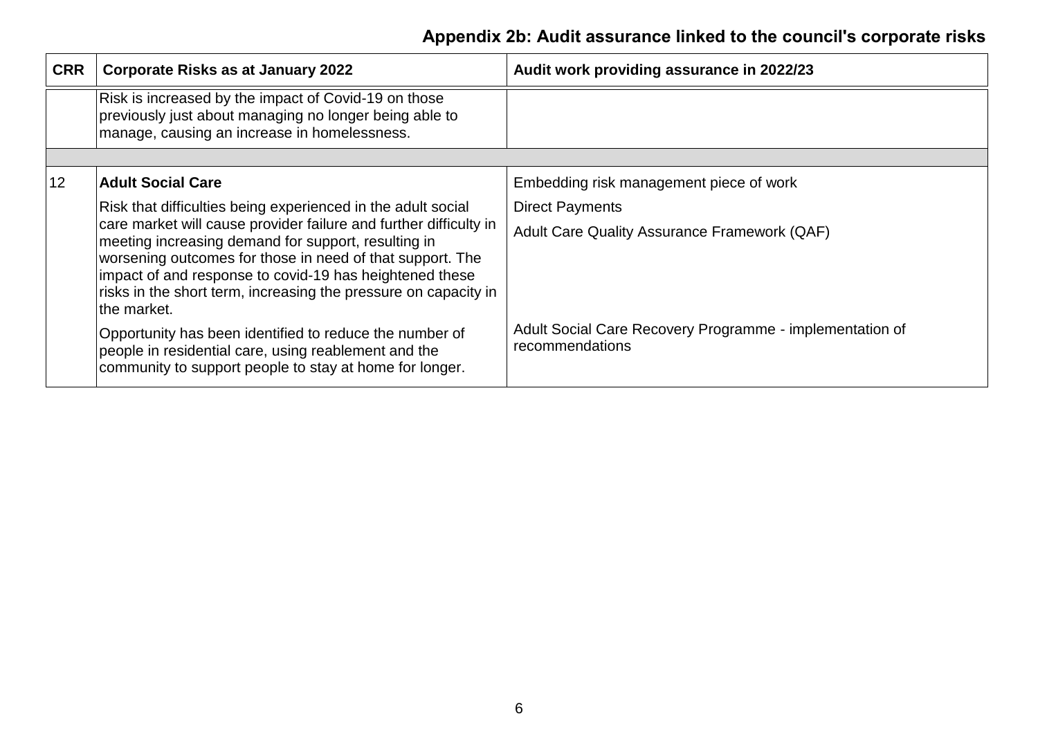## Appendix 2b: Audit assurance linked to the council's corporate risks

| CRR | Corporate Risks as at January 2022 | Audit work providing assurance in 2022/23 |
|---|---|---|
| | Risk is increased by the impact of Covid-19 on those previously just about managing no longer being able to manage, causing an increase in homelessness. | |
| | | |
| 12 | **Adult Social Care** | Embedding risk management piece of work |
| | Risk that difficulties being experienced in the adult social care market will cause provider failure and further difficulty in meeting increasing demand for support, resulting in worsening outcomes for those in need of that support. The impact of and response to covid-19 has heightened these risks in the short term, increasing the pressure on capacity in the market. | Direct Payments<br>Adult Care Quality Assurance Framework (QAF) |
| | Opportunity has been identified to reduce the number of people in residential care, using reablement and the community to support people to stay at home for longer. | Adult Social Care Recovery Programme - implementation of recommendations |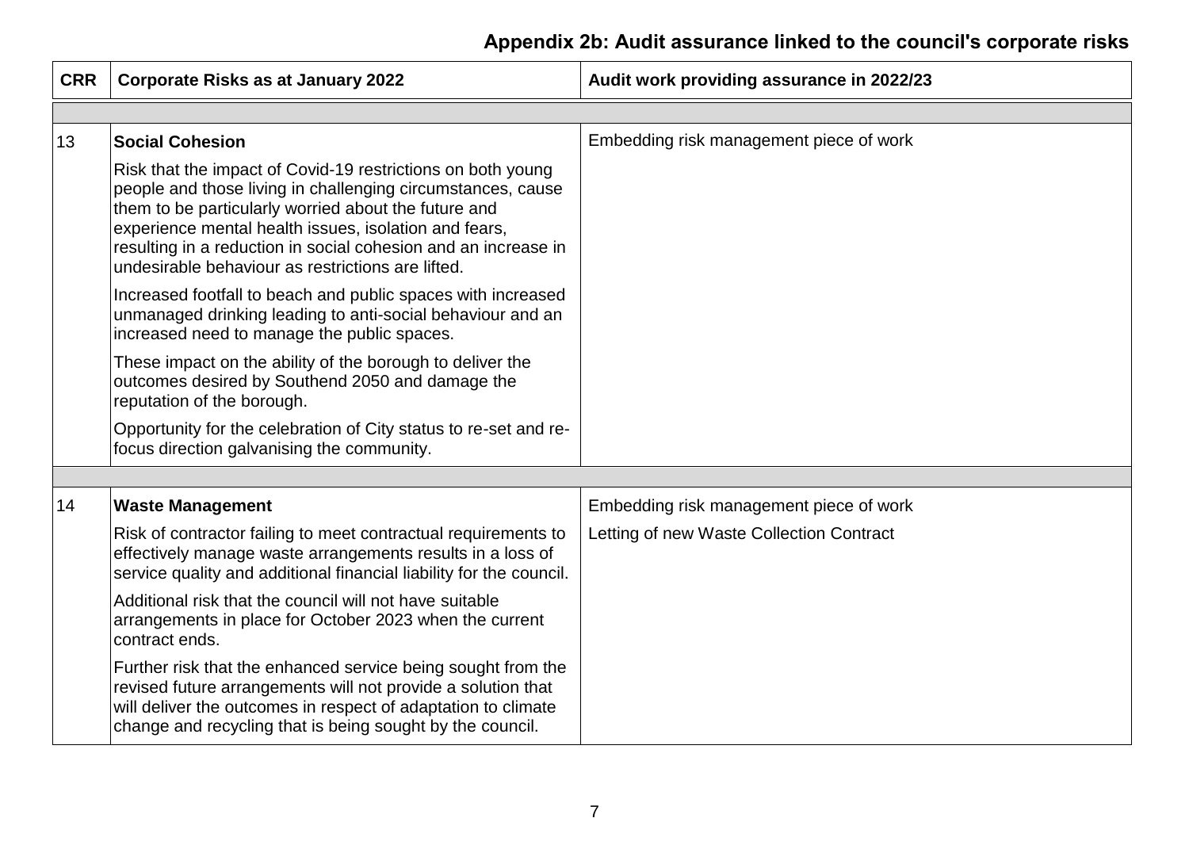## Appendix 2b: Audit assurance linked to the council's corporate risks

| CRR | Corporate Risks as at January 2022 | Audit work providing assurance in 2022/23 |
|---|---|---|
| | | |
| 13 | **Social Cohesion**<br><br>Risk that the impact of Covid-19 restrictions on both young people and those living in challenging circumstances, cause them to be particularly worried about the future and experience mental health issues, isolation and fears, resulting in a reduction in social cohesion and an increase in undesirable behaviour as restrictions are lifted.<br><br>Increased footfall to beach and public spaces with increased unmanaged drinking leading to anti-social behaviour and an increased need to manage the public spaces.<br><br>These impact on the ability of the borough to deliver the outcomes desired by Southend 2050 and damage the reputation of the borough.<br><br>Opportunity for the celebration of City status to re-set and re-focus direction galvanising the community. | Embedding risk management piece of work |
| | | |
| 14 | **Waste Management**<br><br>Risk of contractor failing to meet contractual requirements to effectively manage waste arrangements results in a loss of service quality and additional financial liability for the council.<br><br>Additional risk that the council will not have suitable arrangements in place for October 2023 when the current contract ends.<br><br>Further risk that the enhanced service being sought from the revised future arrangements will not provide a solution that will deliver the outcomes in respect of adaptation to climate change and recycling that is being sought by the council. | Embedding risk management piece of work<br><br>Letting of new Waste Collection Contract |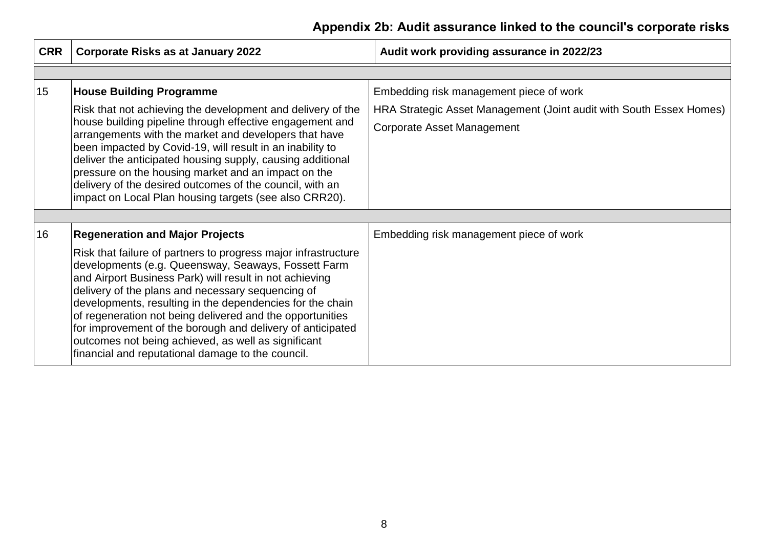## Appendix 2b: Audit assurance linked to the council's corporate risks

| CRR | Corporate Risks as at January 2022 | Audit work providing assurance in 2022/23 |
| --- | --- | --- |
| | | |
| 15 | **House Building Programme**<br>Risk that not achieving the development and delivery of the house building pipeline through effective engagement and arrangements with the market and developers that have been impacted by Covid-19, will result in an inability to deliver the anticipated housing supply, causing additional pressure on the housing market and an impact on the delivery of the desired outcomes of the council, with an impact on Local Plan housing targets (see also CRR20). | Embedding risk management piece of work<br>HRA Strategic Asset Management (Joint audit with South Essex Homes)<br>Corporate Asset Management |
| | | |
| 16 | **Regeneration and Major Projects**<br>Risk that failure of partners to progress major infrastructure developments (e.g. Queensway, Seaways, Fossett Farm and Airport Business Park) will result in not achieving delivery of the plans and necessary sequencing of developments, resulting in the dependencies for the chain of regeneration not being delivered and the opportunities for improvement of the borough and delivery of anticipated outcomes not being achieved, as well as significant financial and reputational damage to the council. | Embedding risk management piece of work |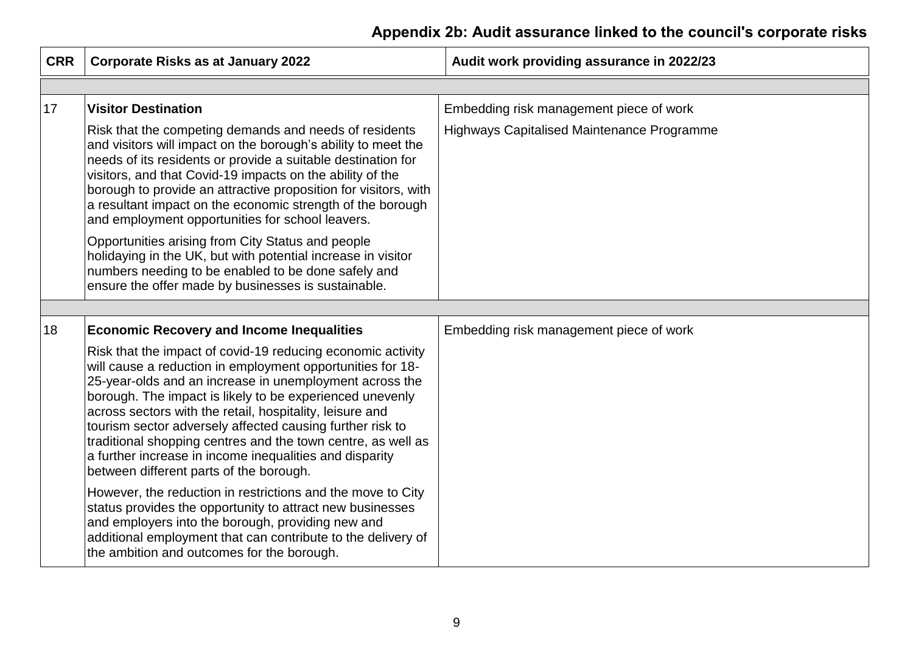## Appendix 2b: Audit assurance linked to the council's corporate risks

| CRR | Corporate Risks as at January 2022 | Audit work providing assurance in 2022/23 |
|---|---|---|
| | | |
| 17 | **Visitor Destination**<br><br>Risk that the competing demands and needs of residents and visitors will impact on the borough's ability to meet the needs of its residents or provide a suitable destination for visitors, and that Covid-19 impacts on the ability of the borough to provide an attractive proposition for visitors, with a resultant impact on the economic strength of the borough and employment opportunities for school leavers.<br><br>Opportunities arising from City Status and people holidaying in the UK, but with potential increase in visitor numbers needing to be enabled to be done safely and ensure the offer made by businesses is sustainable. | Embedding risk management piece of work<br><br>Highways Capitalised Maintenance Programme |
| | | |
| 18 | **Economic Recovery and Income Inequalities**<br><br>Risk that the impact of covid-19 reducing economic activity will cause a reduction in employment opportunities for 18-25-year-olds and an increase in unemployment across the borough. The impact is likely to be experienced unevenly across sectors with the retail, hospitality, leisure and tourism sector adversely affected causing further risk to traditional shopping centres and the town centre, as well as a further increase in income inequalities and disparity between different parts of the borough.<br><br>However, the reduction in restrictions and the move to City status provides the opportunity to attract new businesses and employers into the borough, providing new and additional employment that can contribute to the delivery of the ambition and outcomes for the borough. | Embedding risk management piece of work |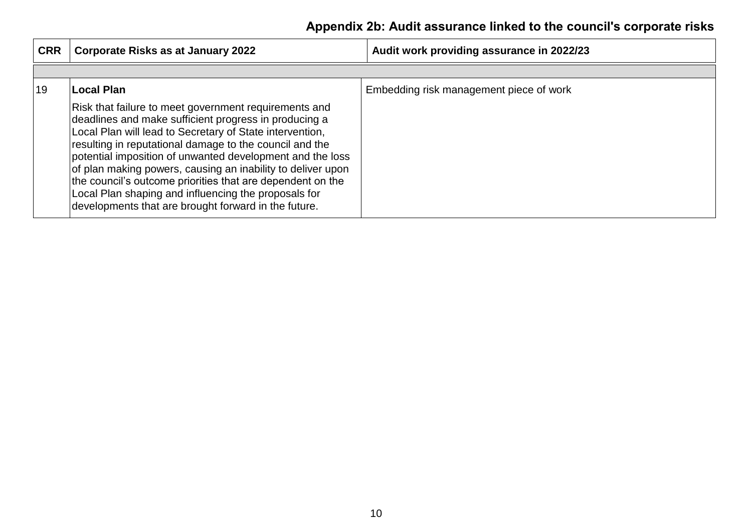## Appendix 2b: Audit assurance linked to the council's corporate risks

| CRR | Corporate Risks as at January 2022 | Audit work providing assurance in 2022/23 |
|---|---|---|
| | | |
| 19 | **Local Plan**<br><br>Risk that failure to meet government requirements and deadlines and make sufficient progress in producing a Local Plan will lead to Secretary of State intervention, resulting in reputational damage to the council and the potential imposition of unwanted development and the loss of plan making powers, causing an inability to deliver upon the council's outcome priorities that are dependent on the Local Plan shaping and influencing the proposals for developments that are brought forward in the future. | Embedding risk management piece of work |